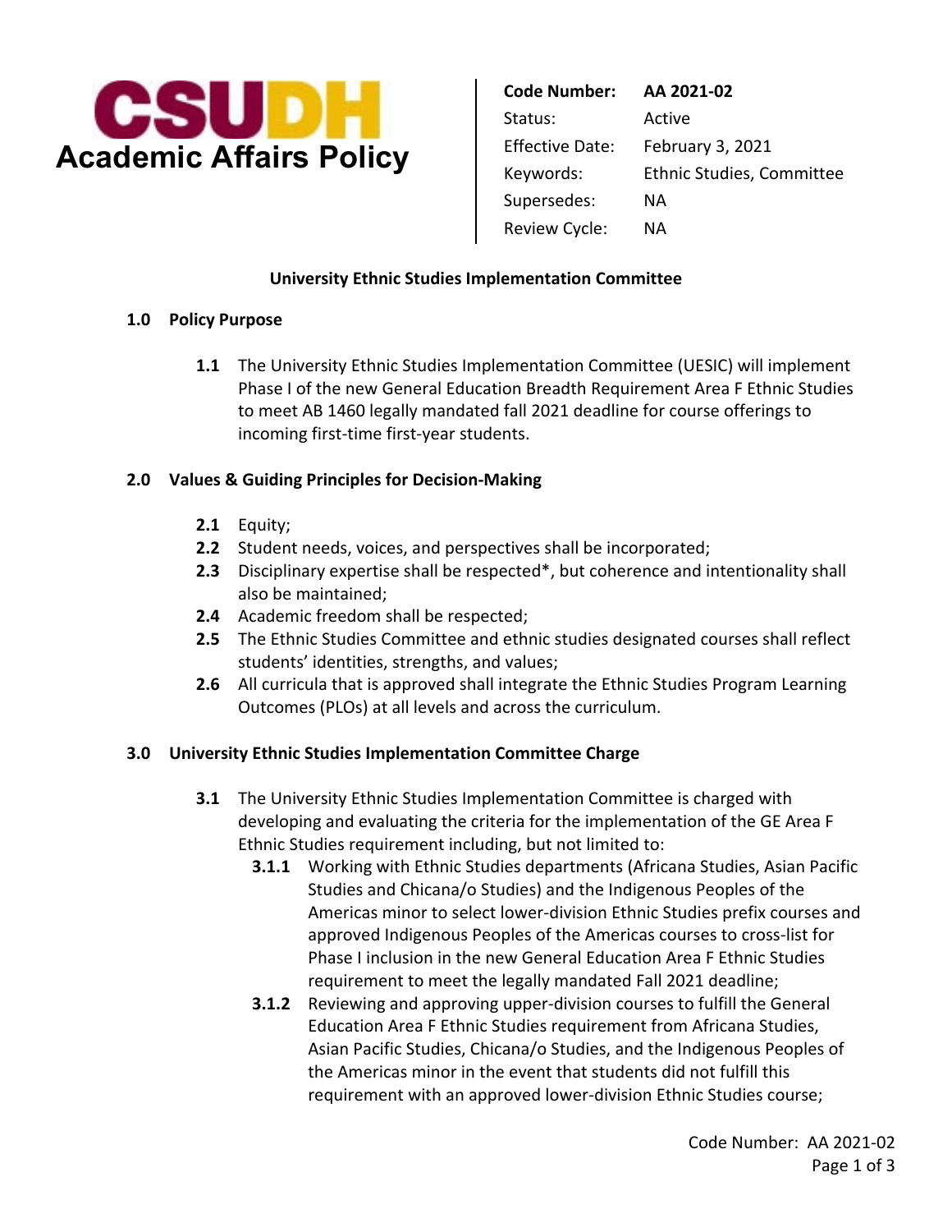**CSUDH**
**Academic Affairs Policy**

| | |
|---|---|
| **Code Number:** | **AA 2021-02** |
| Status: | Active |
| Effective Date: | February 3, 2021 |
| Keywords: | Ethnic Studies, Committee |
| Supersedes: | NA |
| Review Cycle: | NA |

## University Ethnic Studies Implementation Committee

### 1.0 Policy Purpose

**1.1** The University Ethnic Studies Implementation Committee (UESIC) will implement Phase I of the new General Education Breadth Requirement Area F Ethnic Studies to meet AB 1460 legally mandated fall 2021 deadline for course offerings to incoming first-time first-year students.

### 2.0 Values & Guiding Principles for Decision-Making

**2.1** Equity;
**2.2** Student needs, voices, and perspectives shall be incorporated;
**2.3** Disciplinary expertise shall be respected*, but coherence and intentionality shall also be maintained;
**2.4** Academic freedom shall be respected;
**2.5** The Ethnic Studies Committee and ethnic studies designated courses shall reflect students' identities, strengths, and values;
**2.6** All curricula that is approved shall integrate the Ethnic Studies Program Learning Outcomes (PLOs) at all levels and across the curriculum.

### 3.0 University Ethnic Studies Implementation Committee Charge

**3.1** The University Ethnic Studies Implementation Committee is charged with developing and evaluating the criteria for the implementation of the GE Area F Ethnic Studies requirement including, but not limited to:

- **3.1.1** Working with Ethnic Studies departments (Africana Studies, Asian Pacific Studies and Chicana/o Studies) and the Indigenous Peoples of the Americas minor to select lower-division Ethnic Studies prefix courses and approved Indigenous Peoples of the Americas courses to cross-list for Phase I inclusion in the new General Education Area F Ethnic Studies requirement to meet the legally mandated Fall 2021 deadline;
- **3.1.2** Reviewing and approving upper-division courses to fulfill the General Education Area F Ethnic Studies requirement from Africana Studies, Asian Pacific Studies, Chicana/o Studies, and the Indigenous Peoples of the Americas minor in the event that students did not fulfill this requirement with an approved lower-division Ethnic Studies course;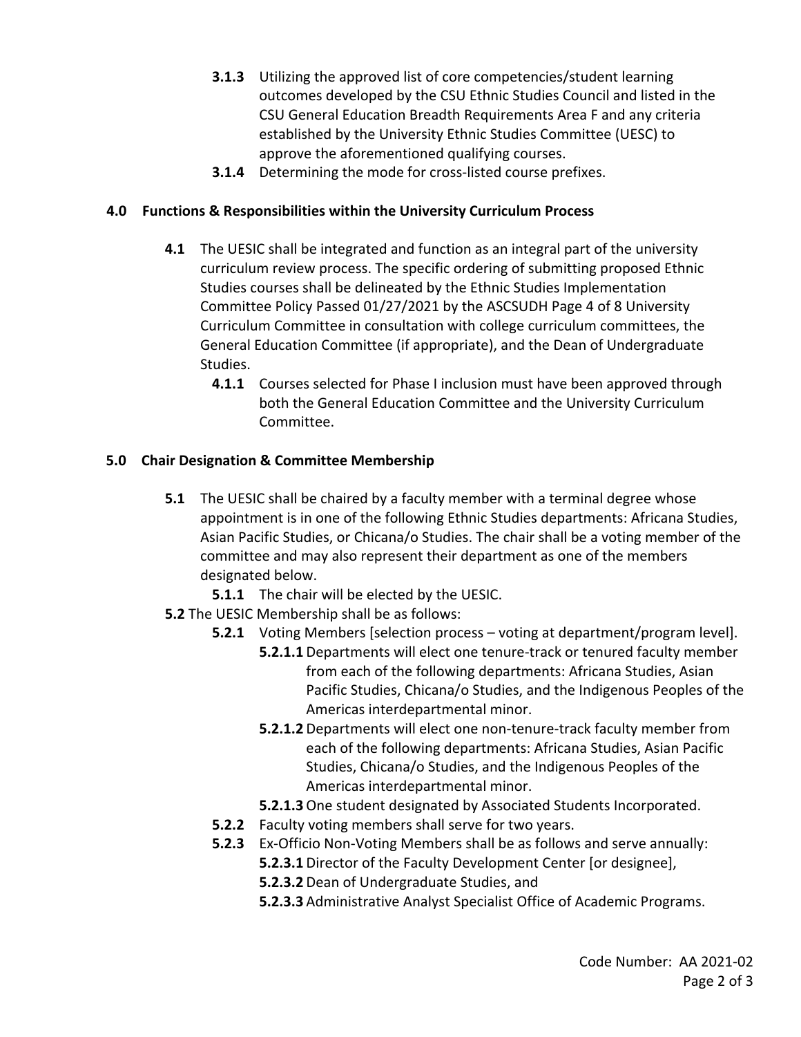**3.1.3** Utilizing the approved list of core competencies/student learning outcomes developed by the CSU Ethnic Studies Council and listed in the CSU General Education Breadth Requirements Area F and any criteria established by the University Ethnic Studies Committee (UESC) to approve the aforementioned qualifying courses.

**3.1.4** Determining the mode for cross-listed course prefixes.

## 4.0 Functions & Responsibilities within the University Curriculum Process

**4.1** The UESIC shall be integrated and function as an integral part of the university curriculum review process. The specific ordering of submitting proposed Ethnic Studies courses shall be delineated by the Ethnic Studies Implementation Committee Policy Passed 01/27/2021 by the ASCSUDH Page 4 of 8 University Curriculum Committee in consultation with college curriculum committees, the General Education Committee (if appropriate), and the Dean of Undergraduate Studies.

**4.1.1** Courses selected for Phase I inclusion must have been approved through both the General Education Committee and the University Curriculum Committee.

## 5.0 Chair Designation & Committee Membership

**5.1** The UESIC shall be chaired by a faculty member with a terminal degree whose appointment is in one of the following Ethnic Studies departments: Africana Studies, Asian Pacific Studies, or Chicana/o Studies. The chair shall be a voting member of the committee and may also represent their department as one of the members designated below.

**5.1.1** The chair will be elected by the UESIC.

**5.2** The UESIC Membership shall be as follows:

**5.2.1** Voting Members [selection process – voting at department/program level].

**5.2.1.1** Departments will elect one tenure-track or tenured faculty member from each of the following departments: Africana Studies, Asian Pacific Studies, Chicana/o Studies, and the Indigenous Peoples of the Americas interdepartmental minor.

**5.2.1.2** Departments will elect one non-tenure-track faculty member from each of the following departments: Africana Studies, Asian Pacific Studies, Chicana/o Studies, and the Indigenous Peoples of the Americas interdepartmental minor.

**5.2.1.3** One student designated by Associated Students Incorporated.

**5.2.2** Faculty voting members shall serve for two years.

**5.2.3** Ex-Officio Non-Voting Members shall be as follows and serve annually:

**5.2.3.1** Director of the Faculty Development Center [or designee],

**5.2.3.2** Dean of Undergraduate Studies, and

**5.2.3.3** Administrative Analyst Specialist Office of Academic Programs.

Code Number: AA 2021-02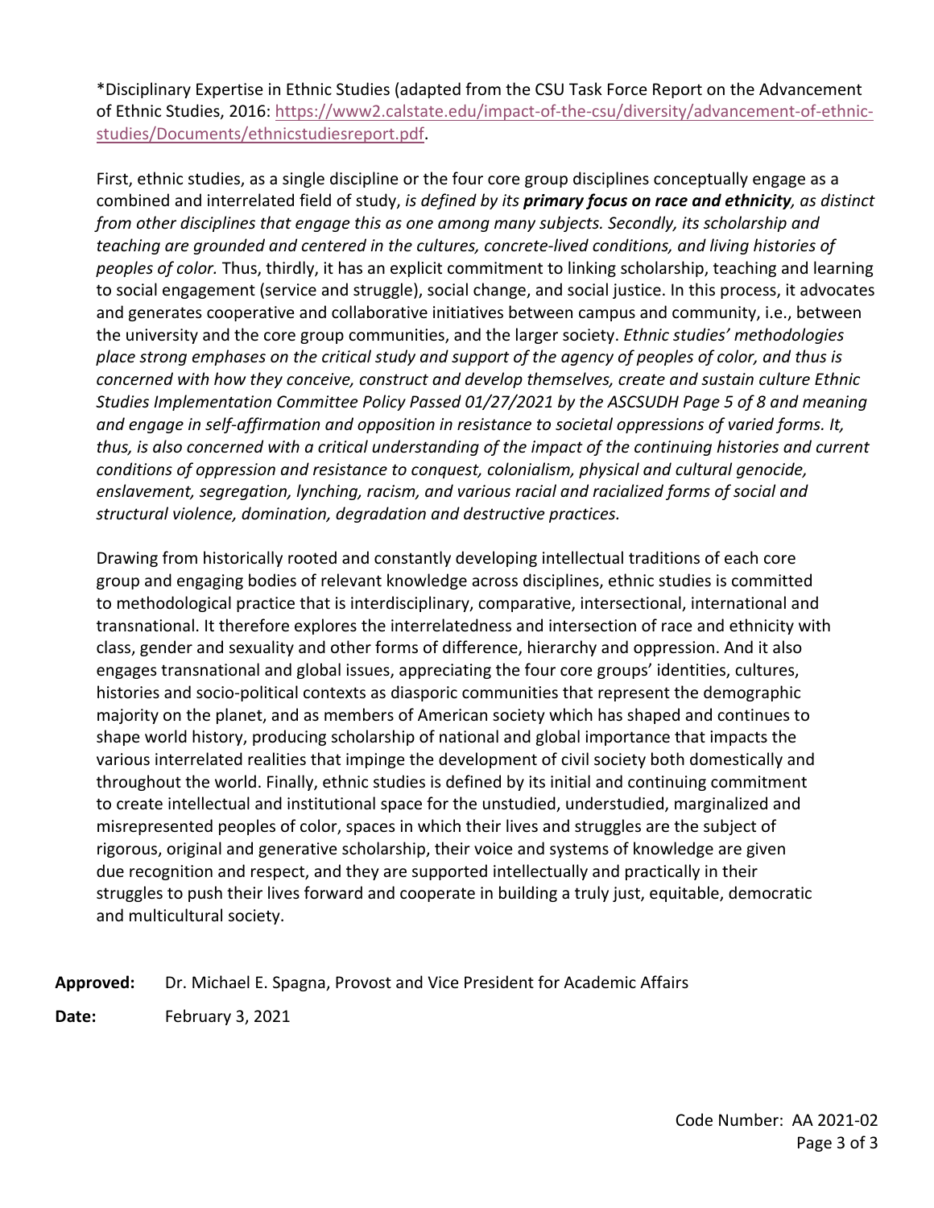*Disciplinary Expertise in Ethnic Studies (adapted from the CSU Task Force Report on the Advancement of Ethnic Studies, 2016: [https://www2.calstate.edu/impact-of-the-csu/diversity/advancement-of-ethnic-studies/Documents/ethnicstudiesreport.pdf](https://www2.calstate.edu/impact-of-the-csu/diversity/advancement-of-ethnic-studies/Documents/ethnicstudiesreport.pdf).

First, ethnic studies, as a single discipline or the four core group disciplines conceptually engage as a combined and interrelated field of study, *is defined by its **primary focus on race and ethnicity**, as distinct from other disciplines that engage this as one among many subjects. Secondly, its scholarship and teaching are grounded and centered in the cultures, concrete-lived conditions, and living histories of peoples of color.* Thus, thirdly, it has an explicit commitment to linking scholarship, teaching and learning to social engagement (service and struggle), social change, and social justice. In this process, it advocates and generates cooperative and collaborative initiatives between campus and community, i.e., between the university and the core group communities, and the larger society. *Ethnic studies' methodologies place strong emphases on the critical study and support of the agency of peoples of color, and thus is concerned with how they conceive, construct and develop themselves, create and sustain culture Ethnic Studies Implementation Committee Policy Passed 01/27/2021 by the ASCSUDH Page 5 of 8 and meaning and engage in self-affirmation and opposition in resistance to societal oppressions of varied forms. It, thus, is also concerned with a critical understanding of the impact of the continuing histories and current conditions of oppression and resistance to conquest, colonialism, physical and cultural genocide, enslavement, segregation, lynching, racism, and various racial and racialized forms of social and structural violence, domination, degradation and destructive practices.*

Drawing from historically rooted and constantly developing intellectual traditions of each core group and engaging bodies of relevant knowledge across disciplines, ethnic studies is committed to methodological practice that is interdisciplinary, comparative, intersectional, international and transnational. It therefore explores the interrelatedness and intersection of race and ethnicity with class, gender and sexuality and other forms of difference, hierarchy and oppression. And it also engages transnational and global issues, appreciating the four core groups' identities, cultures, histories and socio-political contexts as diasporic communities that represent the demographic majority on the planet, and as members of American society which has shaped and continues to shape world history, producing scholarship of national and global importance that impacts the various interrelated realities that impinge the development of civil society both domestically and throughout the world. Finally, ethnic studies is defined by its initial and continuing commitment to create intellectual and institutional space for the unstudied, understudied, marginalized and misrepresented peoples of color, spaces in which their lives and struggles are the subject of rigorous, original and generative scholarship, their voice and systems of knowledge are given due recognition and respect, and they are supported intellectually and practically in their struggles to push their lives forward and cooperate in building a truly just, equitable, democratic and multicultural society.

**Approved:** Dr. Michael E. Spagna, Provost and Vice President for Academic Affairs

**Date:** February 3, 2021

Code Number: AA 2021-02